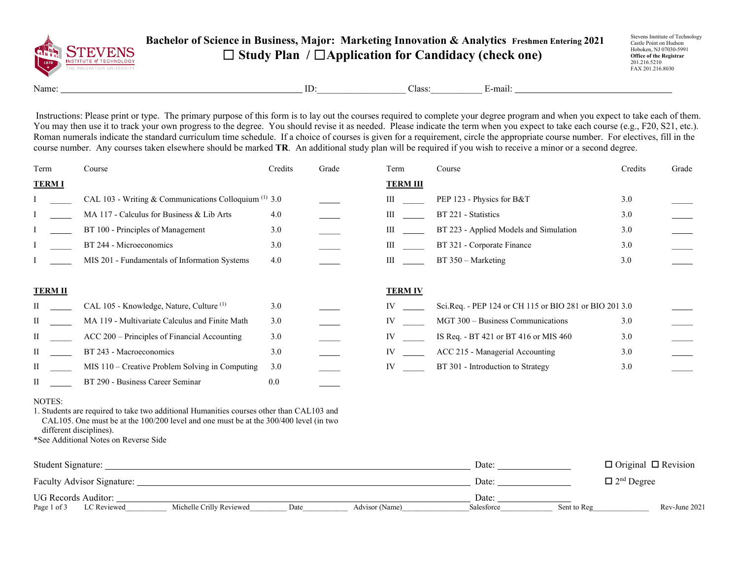# Bachelor of Science in Business, Major: Marketing Innovation & Analytics Freshmen Entering 2021

## ☐ Study Plan / ☐Application for Candidacy (check one)

Stevens Institute of Technology
Castle Point on Hudson
Hoboken, NJ 07030-5991
**Office of the Registrar**
201.216.5210
FAX 201.216.8030

Name: ____________________ ID:__________ Class:__________ E-mail: ____________________

Instructions: Please print or type. The primary purpose of this form is to lay out the courses required to complete your degree program and when you expect to take each of them. You may then use it to track your own progress to the degree. You should revise it as needed. Please indicate the term when you expect to take each course (e.g., F20, S21, etc.). Roman numerals indicate the standard curriculum time schedule. If a choice of courses is given for a requirement, circle the appropriate course number. For electives, fill in the course number. Any courses taken elsewhere should be marked **TR**. An additional study plan will be required if you wish to receive a minor or a second degree.

| Term | | Course | Credits | Grade |
|---|---|---|---|---|
| **TERM I** | | | | |
| I | _____ | CAL 103 - Writing & Communications Colloquium [1] | 3.0 | _____ |
| I | _____ | MA 117 - Calculus for Business & Lib Arts | 4.0 | _____ |
| I | _____ | BT 100 - Principles of Management | 3.0 | _____ |
| I | _____ | BT 244 - Microeconomics | 3.0 | _____ |
| I | _____ | MIS 201 - Fundamentals of Information Systems | 4.0 | _____ |
| **TERM II** | | | | |
| II | _____ | CAL 105 - Knowledge, Nature, Culture [1] | 3.0 | _____ |
| II | _____ | MA 119 - Multivariate Calculus and Finite Math | 3.0 | _____ |
| II | _____ | ACC 200 – Principles of Financial Accounting | 3.0 | _____ |
| II | _____ | BT 243 - Macroeconomics | 3.0 | _____ |
| II | _____ | MIS 110 – Creative Problem Solving in Computing | 3.0 | _____ |
| II | _____ | BT 290 - Business Career Seminar | 0.0 | _____ |
| **TERM III** | | | | |
| III | _____ | PEP 123 - Physics for B&T | 3.0 | _____ |
| III | _____ | BT 221 - Statistics | 3.0 | _____ |
| III | _____ | BT 223 - Applied Models and Simulation | 3.0 | _____ |
| III | _____ | BT 321 - Corporate Finance | 3.0 | _____ |
| III | _____ | BT 350 – Marketing | 3.0 | _____ |
| **TERM IV** | | | | |
| IV | _____ | Sci.Req. - PEP 124 or CH 115 or BIO 281 or BIO 201 | 3.0 | _____ |
| IV | _____ | MGT 300 – Business Communications | 3.0 | _____ |
| IV | _____ | IS Req. - BT 421 or BT 416 or MIS 460 | 3.0 | _____ |
| IV | _____ | ACC 215 - Managerial Accounting | 3.0 | _____ |
| IV | _____ | BT 301 - Introduction to Strategy | 3.0 | _____ |

NOTES:
1. Students are required to take two additional Humanities courses other than CAL103 and CAL105. One must be at the 100/200 level and one must be at the 300/400 level (in two different disciplines).

*See Additional Notes on Reverse Side

Student Signature: ____________________ Date: __________ ☐ Original ☐ Revision

Faculty Advisor Signature: ____________________ Date: __________ ☐ 2nd Degree

UG Records Auditor: ____________________ Date: __________

LC Reviewed__________ Michelle Crilly Reviewed__________ Date__________ Advisor (Name)__________ Salesforce__________ Sent to Reg__________ Rev-June 2021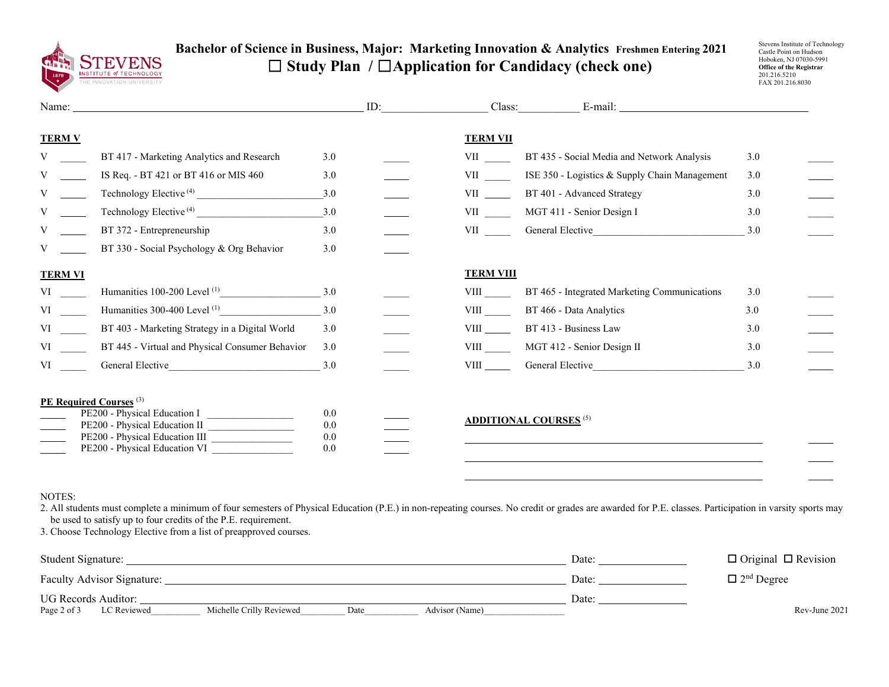# Bachelor of Science in Business, Major: Marketing Innovation & Analytics Freshmen Entering 2021

## ☐ Study Plan / ☐ Application for Candidacy (check one)

Stevens Institute of Technology
Castle Point on Hudson
Hoboken, NJ 07030-5991
**Office of the Registrar**
201.216.5210
FAX 201.216.8030

Name: ______________________ ID:__________ Class:________ E-mail: ______________________

### TERM V

| Term | | Course | Credits | |
|---|---|---|---|---|
| V | _____ | BT 417 - Marketing Analytics and Research | 3.0 | _____ |
| V | _____ | IS Req. - BT 421 or BT 416 or MIS 460 | 3.0 | _____ |
| V | _____ | Technology Elective [4] ______________ | 3.0 | _____ |
| V | _____ | Technology Elective [4] ______________ | 3.0 | _____ |
| V | _____ | BT 372 - Entrepreneurship | 3.0 | _____ |
| V | _____ | BT 330 - Social Psychology & Org Behavior | 3.0 | _____ |

### TERM VI

| Term | | Course | Credits | |
|---|---|---|---|---|
| VI | _____ | Humanities 100-200 Level [1] ______________ | 3.0 | _____ |
| VI | _____ | Humanities 300-400 Level [1] ______________ | 3.0 | _____ |
| VI | _____ | BT 403 - Marketing Strategy in a Digital World | 3.0 | _____ |
| VI | _____ | BT 445 - Virtual and Physical Consumer Behavior | 3.0 | _____ |
| VI | _____ | General Elective ______________ | 3.0 | _____ |

### TERM VII

| Term | | Course | Credits | |
|---|---|---|---|---|
| VII | _____ | BT 435 - Social Media and Network Analysis | 3.0 | _____ |
| VII | _____ | ISE 350 - Logistics & Supply Chain Management | 3.0 | _____ |
| VII | _____ | BT 401 - Advanced Strategy | 3.0 | _____ |
| VII | _____ | MGT 411 - Senior Design I | 3.0 | _____ |
| VII | _____ | General Elective ______________ | 3.0 | _____ |

### TERM VIII

| Term | | Course | Credits | |
|---|---|---|---|---|
| VIII | _____ | BT 465 - Integrated Marketing Communications | 3.0 | _____ |
| VIII | _____ | BT 466 - Data Analytics | 3.0 | _____ |
| VIII | _____ | BT 413 - Business Law | 3.0 | _____ |
| VIII | _____ | MGT 412 - Senior Design II | 3.0 | _____ |
| VIII | _____ | General Elective ______________ | 3.0 | _____ |

### PE Required Courses [3]

| | Course | Credits | |
|---|---|---|---|
| _____ | PE200 - Physical Education I ______________ | 0.0 | _____ |
| _____ | PE200 - Physical Education II ______________ | 0.0 | _____ |
| _____ | PE200 - Physical Education III ______________ | 0.0 | _____ |
| _____ | PE200 - Physical Education VI ______________ | 0.0 | _____ |

### ADDITIONAL COURSES [5]

______________________________ _____

______________________________ _____

______________________________ _____

NOTES:

2. All students must complete a minimum of four semesters of Physical Education (P.E.) in non-repeating courses. No credit or grades are awarded for P.E. classes. Participation in varsity sports may be used to satisfy up to four credits of the P.E. requirement.
3. Choose Technology Elective from a list of preapproved courses.

Student Signature: ______________________ Date: __________ ☐ Original ☐ Revision

Faculty Advisor Signature: ______________________ Date: __________ ☐ 2nd Degree

UG Records Auditor: ______________________ Date: __________

LC Reviewed__________ Michelle Crilly Reviewed__________ Date__________ Advisor (Name)__________

Rev-June 2021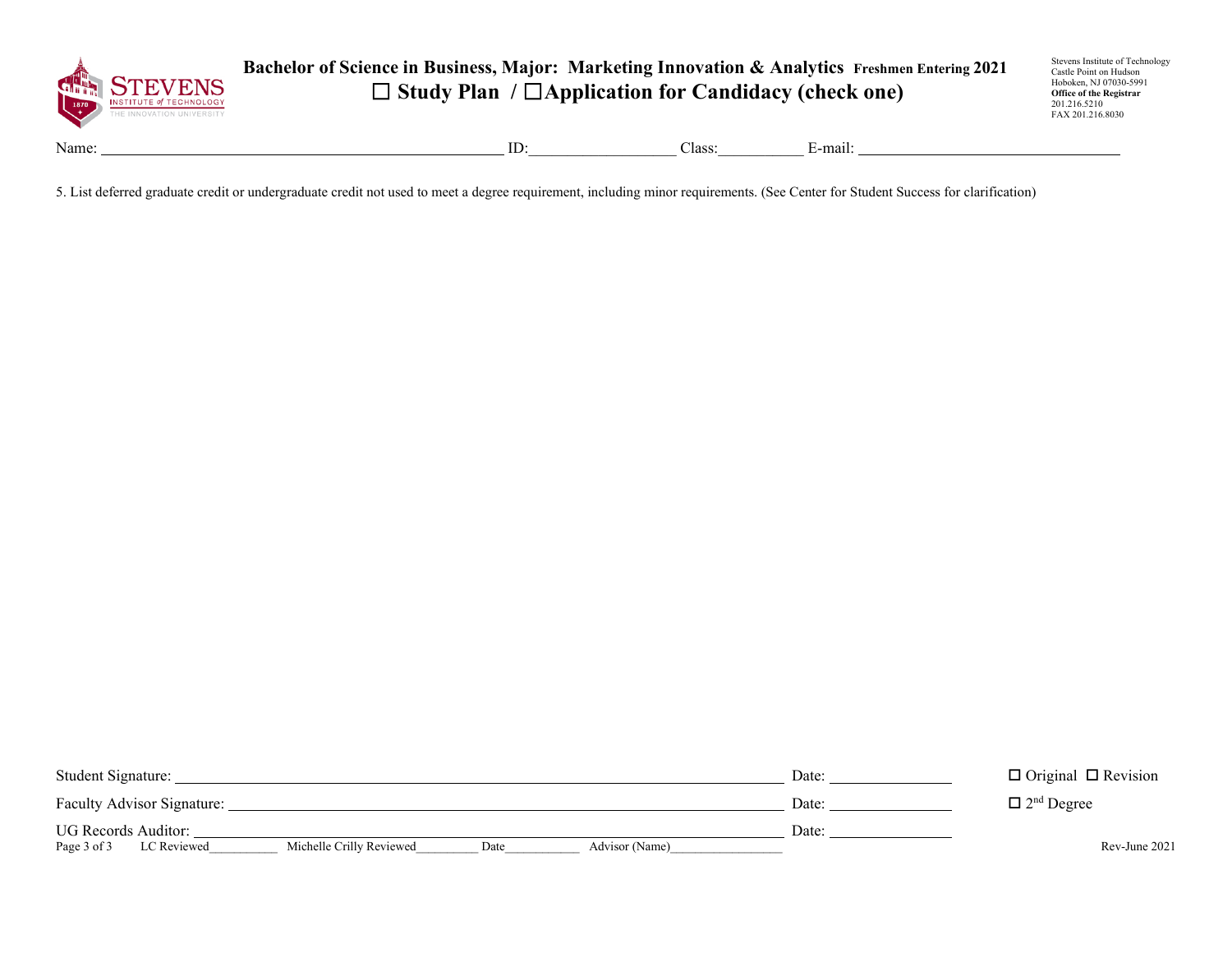# Bachelor of Science in Business, Major: Marketing Innovation & Analytics Freshmen Entering 2021

## ☐ Study Plan / ☐ Application for Candidacy (check one)

Stevens Institute of Technology
Castle Point on Hudson
Hoboken, NJ 07030-5991
**Office of the Registrar**
201.216.5210
FAX 201.216.8030

Name: ______________________ ID:__________________ Class:___________ E-mail: ______________________

5. List deferred graduate credit or undergraduate credit not used to meet a degree requirement, including minor requirements. (See Center for Student Success for clarification)

Student Signature: ______________________ Date: ____________ ☐ Original ☐ Revision

Faculty Advisor Signature: ______________________ Date: ____________ ☐ 2nd Degree

UG Records Auditor: ______________________ Date: ____________

LC Reviewed__________ Michelle Crilly Reviewed_________ Date___________ Advisor (Name)________________

Rev-June 2021